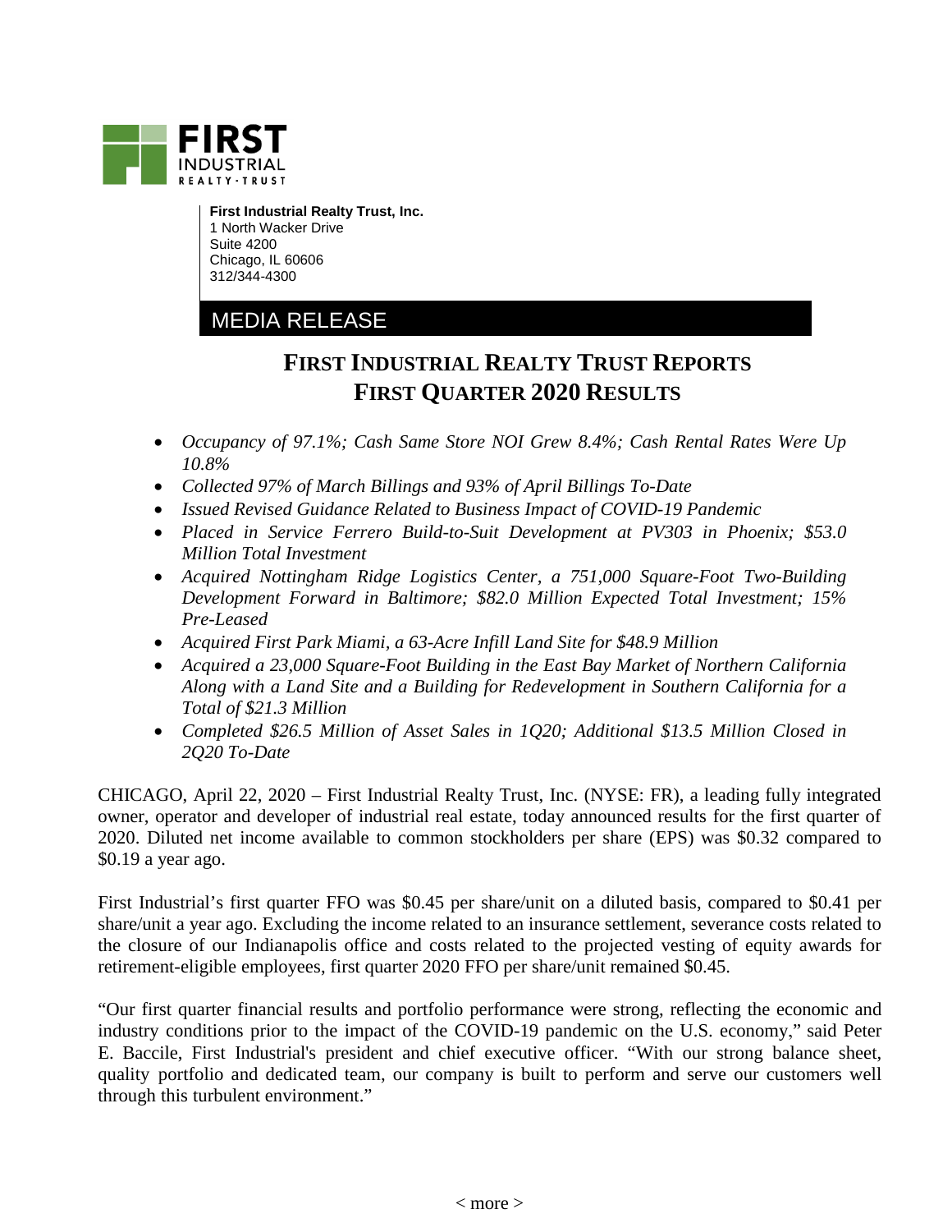**First Industrial Realty Trust, Inc.**
1 North Wacker Drive
Suite 4200
Chicago, IL 60606
312/344-4300

MEDIA RELEASE

# FIRST INDUSTRIAL REALTY TRUST REPORTS FIRST QUARTER 2020 RESULTS

- *Occupancy of 97.1%; Cash Same Store NOI Grew 8.4%; Cash Rental Rates Were Up 10.8%*
- *Collected 97% of March Billings and 93% of April Billings To-Date*
- *Issued Revised Guidance Related to Business Impact of COVID-19 Pandemic*
- *Placed in Service Ferrero Build-to-Suit Development at PV303 in Phoenix; $53.0 Million Total Investment*
- *Acquired Nottingham Ridge Logistics Center, a 751,000 Square-Foot Two-Building Development Forward in Baltimore; $82.0 Million Expected Total Investment; 15% Pre-Leased*
- *Acquired First Park Miami, a 63-Acre Infill Land Site for $48.9 Million*
- *Acquired a 23,000 Square-Foot Building in the East Bay Market of Northern California Along with a Land Site and a Building for Redevelopment in Southern California for a Total of $21.3 Million*
- *Completed $26.5 Million of Asset Sales in 1Q20; Additional $13.5 Million Closed in 2Q20 To-Date*

CHICAGO, April 22, 2020 – First Industrial Realty Trust, Inc. (NYSE: FR), a leading fully integrated owner, operator and developer of industrial real estate, today announced results for the first quarter of 2020. Diluted net income available to common stockholders per share (EPS) was $0.32 compared to $0.19 a year ago.

First Industrial's first quarter FFO was $0.45 per share/unit on a diluted basis, compared to $0.41 per share/unit a year ago. Excluding the income related to an insurance settlement, severance costs related to the closure of our Indianapolis office and costs related to the projected vesting of equity awards for retirement-eligible employees, first quarter 2020 FFO per share/unit remained $0.45.

"Our first quarter financial results and portfolio performance were strong, reflecting the economic and industry conditions prior to the impact of the COVID-19 pandemic on the U.S. economy," said Peter E. Baccile, First Industrial's president and chief executive officer. "With our strong balance sheet, quality portfolio and dedicated team, our company is built to perform and serve our customers well through this turbulent environment."

< more >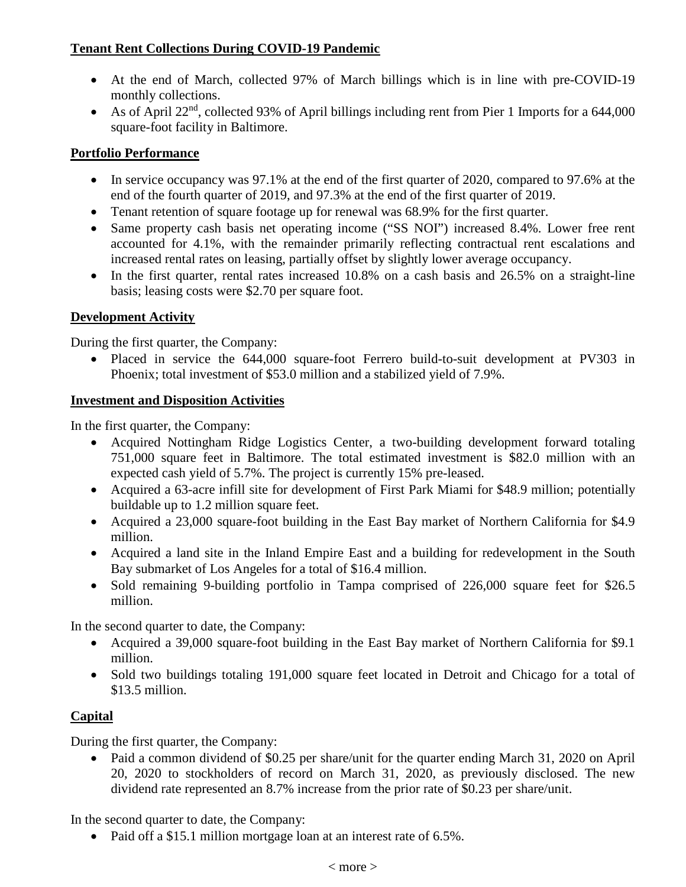**Tenant Rent Collections During COVID-19 Pandemic**

- At the end of March, collected 97% of March billings which is in line with pre-COVID-19 monthly collections.
- As of April 22nd, collected 93% of April billings including rent from Pier 1 Imports for a 644,000 square-foot facility in Baltimore.

**Portfolio Performance**

- In service occupancy was 97.1% at the end of the first quarter of 2020, compared to 97.6% at the end of the fourth quarter of 2019, and 97.3% at the end of the first quarter of 2019.
- Tenant retention of square footage up for renewal was 68.9% for the first quarter.
- Same property cash basis net operating income ("SS NOI") increased 8.4%. Lower free rent accounted for 4.1%, with the remainder primarily reflecting contractual rent escalations and increased rental rates on leasing, partially offset by slightly lower average occupancy.
- In the first quarter, rental rates increased 10.8% on a cash basis and 26.5% on a straight-line basis; leasing costs were $2.70 per square foot.

**Development Activity**

During the first quarter, the Company:

- Placed in service the 644,000 square-foot Ferrero build-to-suit development at PV303 in Phoenix; total investment of $53.0 million and a stabilized yield of 7.9%.

**Investment and Disposition Activities**

In the first quarter, the Company:

- Acquired Nottingham Ridge Logistics Center, a two-building development forward totaling 751,000 square feet in Baltimore. The total estimated investment is $82.0 million with an expected cash yield of 5.7%. The project is currently 15% pre-leased.
- Acquired a 63-acre infill site for development of First Park Miami for $48.9 million; potentially buildable up to 1.2 million square feet.
- Acquired a 23,000 square-foot building in the East Bay market of Northern California for $4.9 million.
- Acquired a land site in the Inland Empire East and a building for redevelopment in the South Bay submarket of Los Angeles for a total of $16.4 million.
- Sold remaining 9-building portfolio in Tampa comprised of 226,000 square feet for $26.5 million.

In the second quarter to date, the Company:

- Acquired a 39,000 square-foot building in the East Bay market of Northern California for $9.1 million.
- Sold two buildings totaling 191,000 square feet located in Detroit and Chicago for a total of $13.5 million.

**Capital**

During the first quarter, the Company:

- Paid a common dividend of $0.25 per share/unit for the quarter ending March 31, 2020 on April 20, 2020 to stockholders of record on March 31, 2020, as previously disclosed. The new dividend rate represented an 8.7% increase from the prior rate of $0.23 per share/unit.

In the second quarter to date, the Company:

- Paid off a $15.1 million mortgage loan at an interest rate of 6.5%.

< more >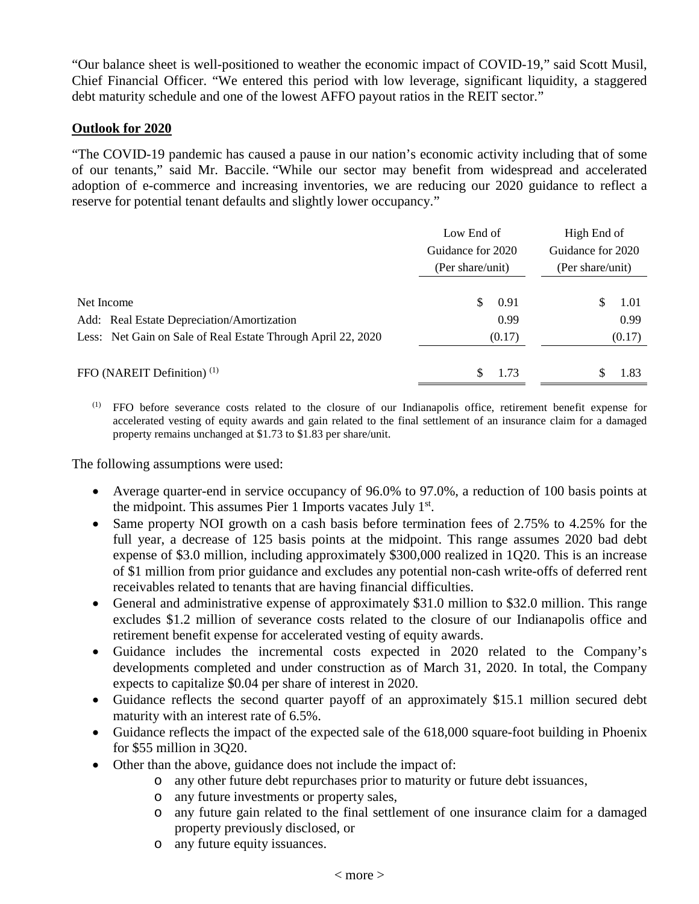"Our balance sheet is well-positioned to weather the economic impact of COVID-19," said Scott Musil, Chief Financial Officer. "We entered this period with low leverage, significant liquidity, a staggered debt maturity schedule and one of the lowest AFFO payout ratios in the REIT sector."

## Outlook for 2020

"The COVID-19 pandemic has caused a pause in our nation's economic activity including that of some of our tenants," said Mr. Baccile. "While our sector may benefit from widespread and accelerated adoption of e-commerce and increasing inventories, we are reducing our 2020 guidance to reflect a reserve for potential tenant defaults and slightly lower occupancy."

| | Low End of Guidance for 2020 (Per share/unit) | High End of Guidance for 2020 (Per share/unit) |
|---|---|---|
| Net Income | $ 0.91 | $ 1.01 |
| Add: Real Estate Depreciation/Amortization | 0.99 | 0.99 |
| Less: Net Gain on Sale of Real Estate Through April 22, 2020 | (0.17) | (0.17) |
| FFO (NAREIT Definition) [1] | $ 1.73 | $ 1.83 |

[1] FFO before severance costs related to the closure of our Indianapolis office, retirement benefit expense for accelerated vesting of equity awards and gain related to the final settlement of an insurance claim for a damaged property remains unchanged at $1.73 to $1.83 per share/unit.

The following assumptions were used:

- Average quarter-end in service occupancy of 96.0% to 97.0%, a reduction of 100 basis points at the midpoint. This assumes Pier 1 Imports vacates July 1st.
- Same property NOI growth on a cash basis before termination fees of 2.75% to 4.25% for the full year, a decrease of 125 basis points at the midpoint. This range assumes 2020 bad debt expense of $3.0 million, including approximately $300,000 realized in 1Q20. This is an increase of $1 million from prior guidance and excludes any potential non-cash write-offs of deferred rent receivables related to tenants that are having financial difficulties.
- General and administrative expense of approximately $31.0 million to $32.0 million. This range excludes $1.2 million of severance costs related to the closure of our Indianapolis office and retirement benefit expense for accelerated vesting of equity awards.
- Guidance includes the incremental costs expected in 2020 related to the Company's developments completed and under construction as of March 31, 2020. In total, the Company expects to capitalize $0.04 per share of interest in 2020.
- Guidance reflects the second quarter payoff of an approximately $15.1 million secured debt maturity with an interest rate of 6.5%.
- Guidance reflects the impact of the expected sale of the 618,000 square-foot building in Phoenix for $55 million in 3Q20.
- Other than the above, guidance does not include the impact of:
  - any other future debt repurchases prior to maturity or future debt issuances,
  - any future investments or property sales,
  - any future gain related to the final settlement of one insurance claim for a damaged property previously disclosed, or
  - any future equity issuances.

< more >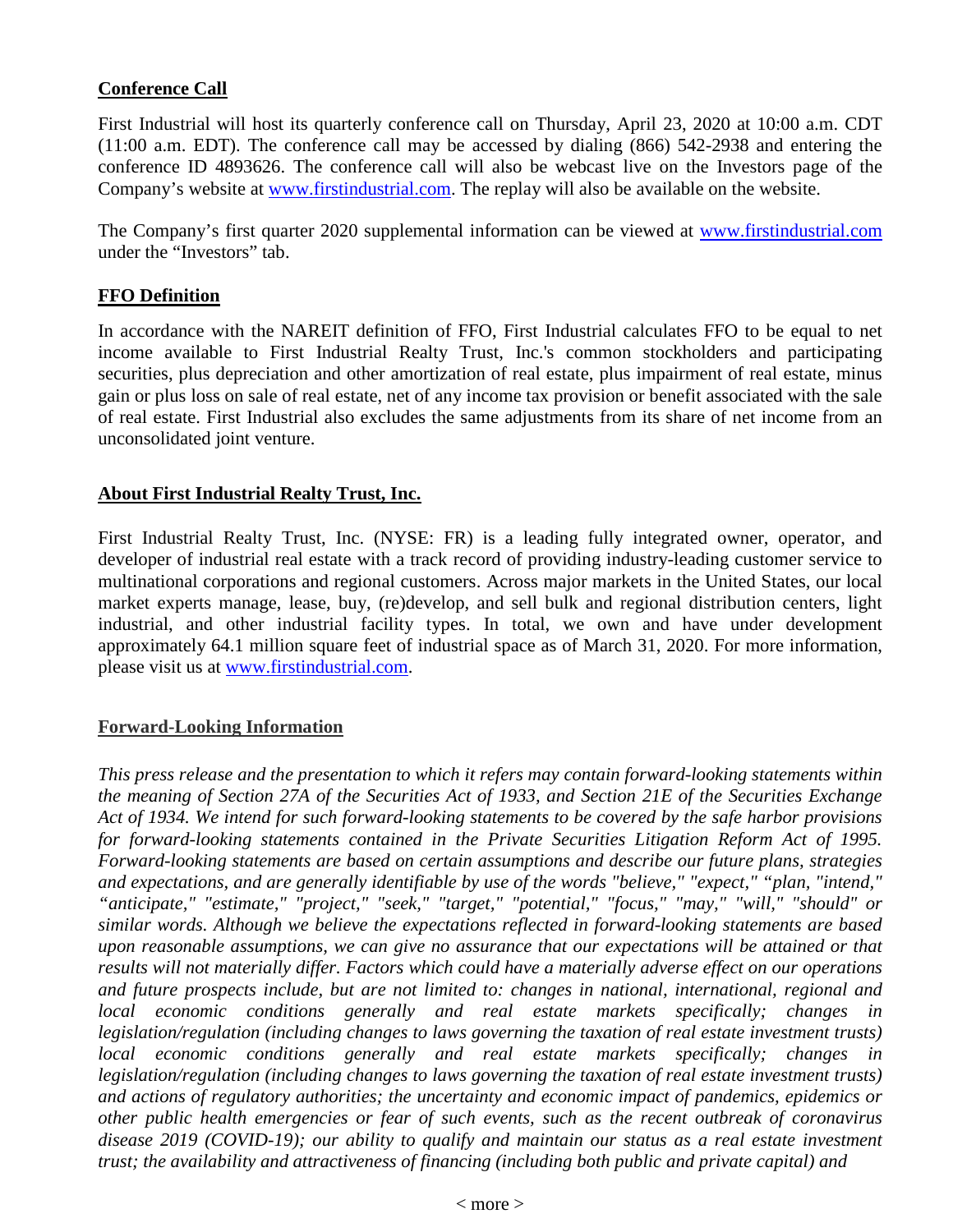## Conference Call

First Industrial will host its quarterly conference call on Thursday, April 23, 2020 at 10:00 a.m. CDT (11:00 a.m. EDT). The conference call may be accessed by dialing (866) 542-2938 and entering the conference ID 4893626. The conference call will also be webcast live on the Investors page of the Company's website at www.firstindustrial.com. The replay will also be available on the website.

The Company's first quarter 2020 supplemental information can be viewed at www.firstindustrial.com under the "Investors" tab.

## FFO Definition

In accordance with the NAREIT definition of FFO, First Industrial calculates FFO to be equal to net income available to First Industrial Realty Trust, Inc.'s common stockholders and participating securities, plus depreciation and other amortization of real estate, plus impairment of real estate, minus gain or plus loss on sale of real estate, net of any income tax provision or benefit associated with the sale of real estate. First Industrial also excludes the same adjustments from its share of net income from an unconsolidated joint venture.

## About First Industrial Realty Trust, Inc.

First Industrial Realty Trust, Inc. (NYSE: FR) is a leading fully integrated owner, operator, and developer of industrial real estate with a track record of providing industry-leading customer service to multinational corporations and regional customers. Across major markets in the United States, our local market experts manage, lease, buy, (re)develop, and sell bulk and regional distribution centers, light industrial, and other industrial facility types. In total, we own and have under development approximately 64.1 million square feet of industrial space as of March 31, 2020. For more information, please visit us at www.firstindustrial.com.

## Forward-Looking Information

*This press release and the presentation to which it refers may contain forward-looking statements within the meaning of Section 27A of the Securities Act of 1933, and Section 21E of the Securities Exchange Act of 1934. We intend for such forward-looking statements to be covered by the safe harbor provisions for forward-looking statements contained in the Private Securities Litigation Reform Act of 1995. Forward-looking statements are based on certain assumptions and describe our future plans, strategies and expectations, and are generally identifiable by use of the words "believe," "expect," "plan, "intend," "anticipate," "estimate," "project," "seek," "target," "potential," "focus," "may," "will," "should" or similar words. Although we believe the expectations reflected in forward-looking statements are based upon reasonable assumptions, we can give no assurance that our expectations will be attained or that results will not materially differ. Factors which could have a materially adverse effect on our operations and future prospects include, but are not limited to: changes in national, international, regional and local economic conditions generally and real estate markets specifically; changes in legislation/regulation (including changes to laws governing the taxation of real estate investment trusts) local economic conditions generally and real estate markets specifically; changes in legislation/regulation (including changes to laws governing the taxation of real estate investment trusts) and actions of regulatory authorities; the uncertainty and economic impact of pandemics, epidemics or other public health emergencies or fear of such events, such as the recent outbreak of coronavirus disease 2019 (COVID-19); our ability to qualify and maintain our status as a real estate investment trust; the availability and attractiveness of financing (including both public and private capital) and*

< more >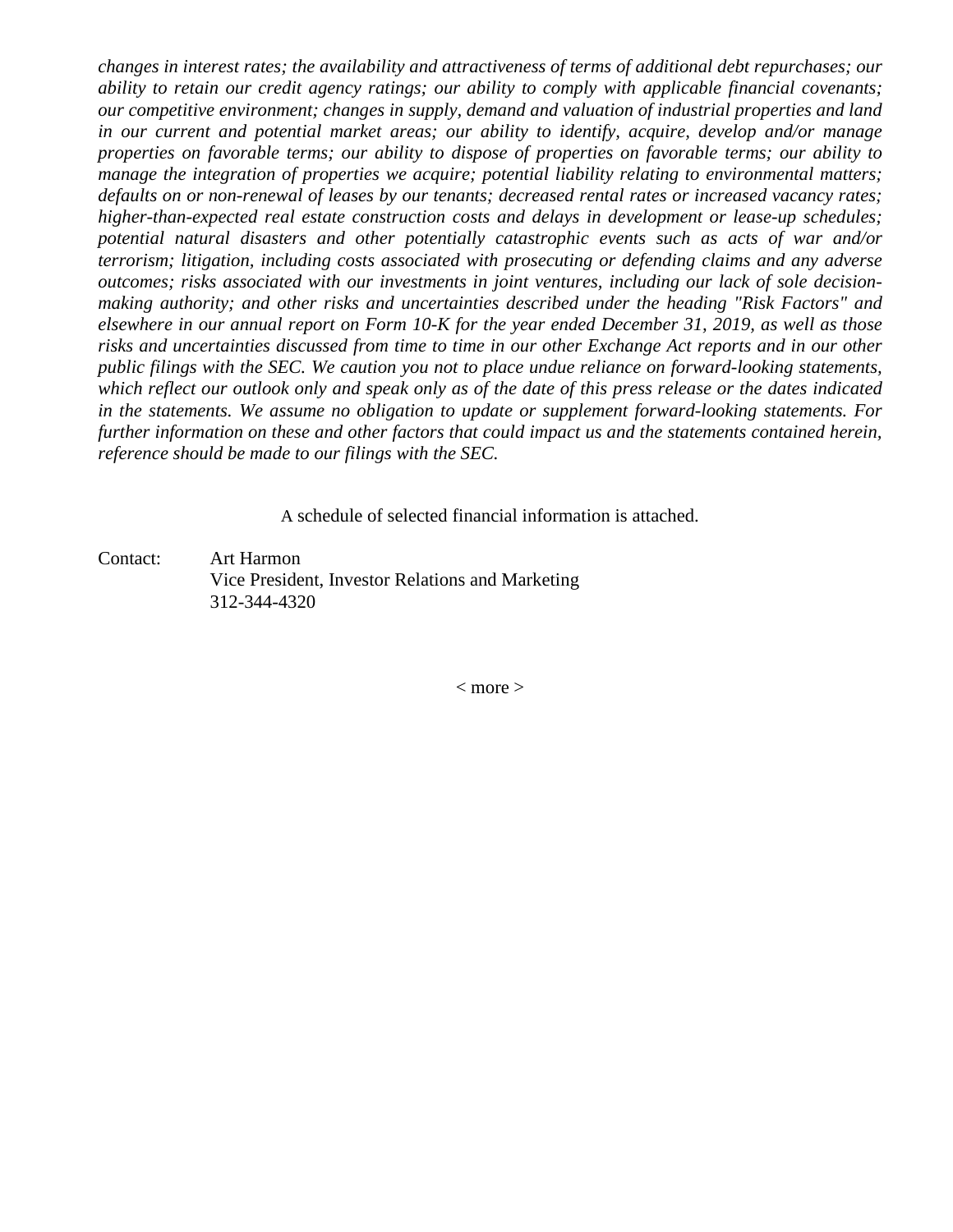*changes in interest rates; the availability and attractiveness of terms of additional debt repurchases; our ability to retain our credit agency ratings; our ability to comply with applicable financial covenants; our competitive environment; changes in supply, demand and valuation of industrial properties and land in our current and potential market areas; our ability to identify, acquire, develop and/or manage properties on favorable terms; our ability to dispose of properties on favorable terms; our ability to manage the integration of properties we acquire; potential liability relating to environmental matters; defaults on or non-renewal of leases by our tenants; decreased rental rates or increased vacancy rates; higher-than-expected real estate construction costs and delays in development or lease-up schedules; potential natural disasters and other potentially catastrophic events such as acts of war and/or terrorism; litigation, including costs associated with prosecuting or defending claims and any adverse outcomes; risks associated with our investments in joint ventures, including our lack of sole decision-making authority; and other risks and uncertainties described under the heading "Risk Factors" and elsewhere in our annual report on Form 10-K for the year ended December 31, 2019, as well as those risks and uncertainties discussed from time to time in our other Exchange Act reports and in our other public filings with the SEC. We caution you not to place undue reliance on forward-looking statements, which reflect our outlook only and speak only as of the date of this press release or the dates indicated in the statements. We assume no obligation to update or supplement forward-looking statements. For further information on these and other factors that could impact us and the statements contained herein, reference should be made to our filings with the SEC.*

A schedule of selected financial information is attached.

Contact: Art Harmon
Vice President, Investor Relations and Marketing
312-344-4320

< more >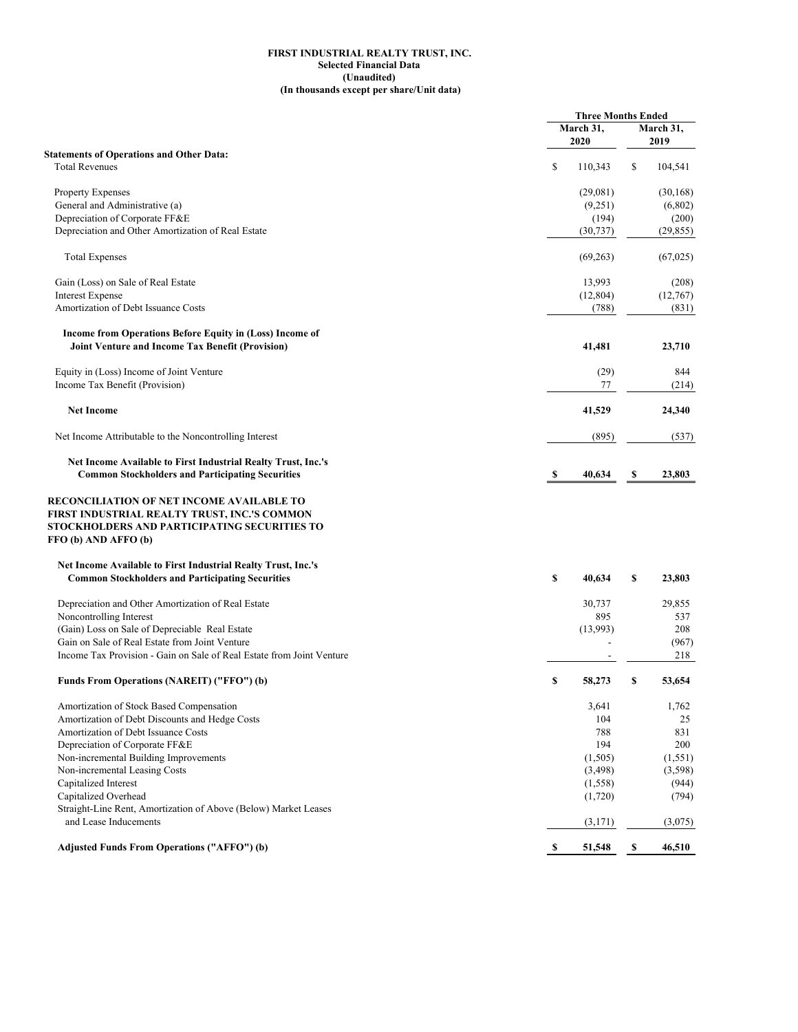**FIRST INDUSTRIAL REALTY TRUST, INC.**
**Selected Financial Data**
**(Unaudited)**
**(In thousands except per share/Unit data)**

| | Three Months Ended | |
|---|---|---|
| | March 31, 2020 | March 31, 2019 |
| **Statements of Operations and Other Data:** | | |
| Total Revenues | $ 110,343 | $ 104,541 |
| Property Expenses | (29,081) | (30,168) |
| General and Administrative (a) | (9,251) | (6,802) |
| Depreciation of Corporate FF&E | (194) | (200) |
| Depreciation and Other Amortization of Real Estate | (30,737) | (29,855) |
| Total Expenses | (69,263) | (67,025) |
| Gain (Loss) on Sale of Real Estate | 13,993 | (208) |
| Interest Expense | (12,804) | (12,767) |
| Amortization of Debt Issuance Costs | (788) | (831) |
| **Income from Operations Before Equity in (Loss) Income of Joint Venture and Income Tax Benefit (Provision)** | **41,481** | **23,710** |
| Equity in (Loss) Income of Joint Venture | (29) | 844 |
| Income Tax Benefit (Provision) | 77 | (214) |
| **Net Income** | **41,529** | **24,340** |
| Net Income Attributable to the Noncontrolling Interest | (895) | (537) |
| **Net Income Available to First Industrial Realty Trust, Inc.'s Common Stockholders and Participating Securities** | **$ 40,634** | **$ 23,803** |

**RECONCILIATION OF NET INCOME AVAILABLE TO FIRST INDUSTRIAL REALTY TRUST, INC.'S COMMON STOCKHOLDERS AND PARTICIPATING SECURITIES TO FFO (b) AND AFFO (b)**

| | March 31, 2020 | March 31, 2019 |
|---|---|---|
| **Net Income Available to First Industrial Realty Trust, Inc.'s Common Stockholders and Participating Securities** | **$ 40,634** | **$ 23,803** |
| Depreciation and Other Amortization of Real Estate | 30,737 | 29,855 |
| Noncontrolling Interest | 895 | 537 |
| (Gain) Loss on Sale of Depreciable Real Estate | (13,993) | 208 |
| Gain on Sale of Real Estate from Joint Venture | - | (967) |
| Income Tax Provision - Gain on Sale of Real Estate from Joint Venture | - | 218 |
| **Funds From Operations (NAREIT) ("FFO") (b)** | **$ 58,273** | **$ 53,654** |
| Amortization of Stock Based Compensation | 3,641 | 1,762 |
| Amortization of Debt Discounts and Hedge Costs | 104 | 25 |
| Amortization of Debt Issuance Costs | 788 | 831 |
| Depreciation of Corporate FF&E | 194 | 200 |
| Non-incremental Building Improvements | (1,505) | (1,551) |
| Non-incremental Leasing Costs | (3,498) | (3,598) |
| Capitalized Interest | (1,558) | (944) |
| Capitalized Overhead | (1,720) | (794) |
| Straight-Line Rent, Amortization of Above (Below) Market Leases and Lease Inducements | (3,171) | (3,075) |
| **Adjusted Funds From Operations ("AFFO") (b)** | **$ 51,548** | **$ 46,510** |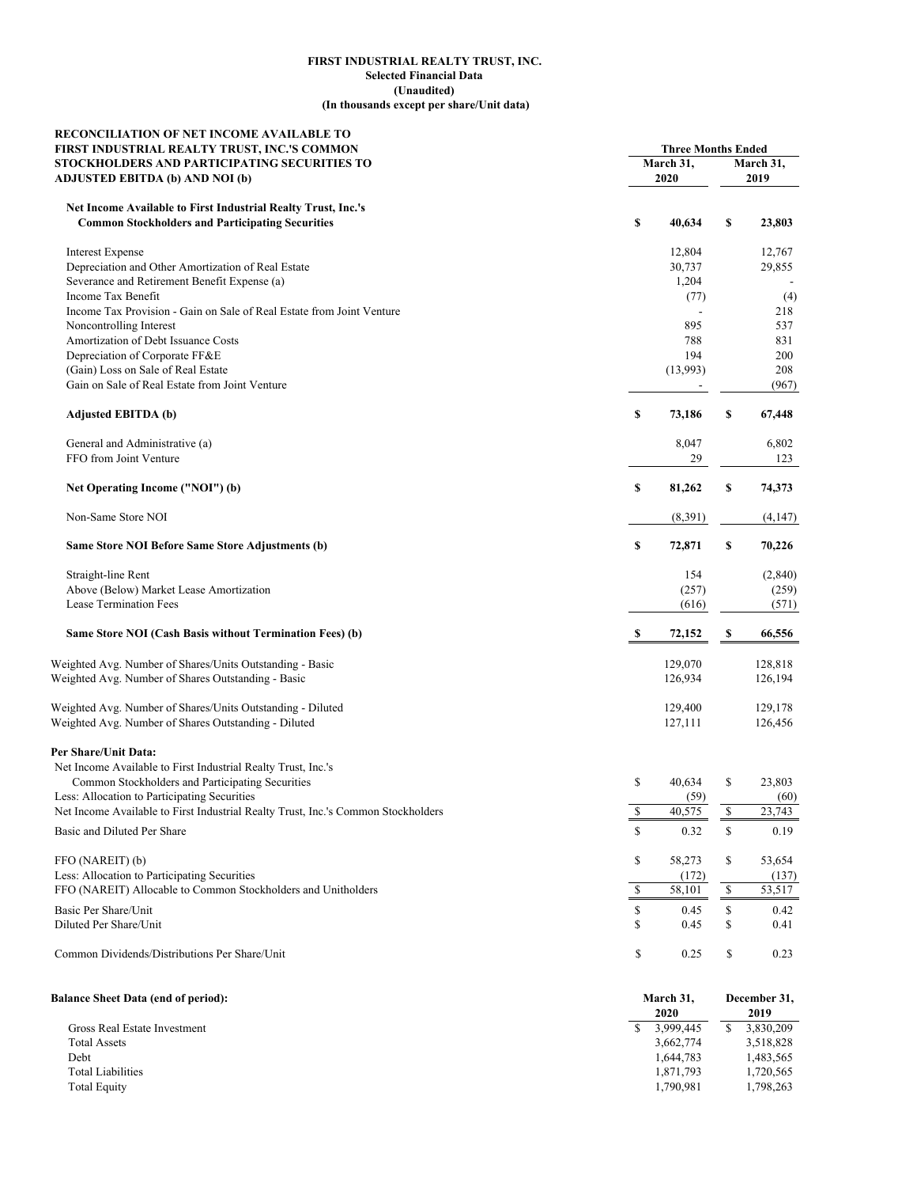**FIRST INDUSTRIAL REALTY TRUST, INC.**
**Selected Financial Data**
**(Unaudited)**
**(In thousands except per share/Unit data)**

| RECONCILIATION OF NET INCOME AVAILABLE TO FIRST INDUSTRIAL REALTY TRUST, INC.'S COMMON STOCKHOLDERS AND PARTICIPATING SECURITIES TO ADJUSTED EBITDA (b) AND NOI (b) | Three Months Ended | |
|---|---|---|
| | March 31, 2020 | March 31, 2019 |
| **Net Income Available to First Industrial Realty Trust, Inc.'s Common Stockholders and Participating Securities** | **$ 40,634** | **$ 23,803** |
| Interest Expense | 12,804 | 12,767 |
| Depreciation and Other Amortization of Real Estate | 30,737 | 29,855 |
| Severance and Retirement Benefit Expense (a) | 1,204 | - |
| Income Tax Benefit | (77) | (4) |
| Income Tax Provision - Gain on Sale of Real Estate from Joint Venture | - | 218 |
| Noncontrolling Interest | 895 | 537 |
| Amortization of Debt Issuance Costs | 788 | 831 |
| Depreciation of Corporate FF&E | 194 | 200 |
| (Gain) Loss on Sale of Real Estate | (13,993) | 208 |
| Gain on Sale of Real Estate from Joint Venture | - | (967) |
| **Adjusted EBITDA (b)** | **$ 73,186** | **$ 67,448** |
| General and Administrative (a) | 8,047 | 6,802 |
| FFO from Joint Venture | 29 | 123 |
| **Net Operating Income ("NOI") (b)** | **$ 81,262** | **$ 74,373** |
| Non-Same Store NOI | (8,391) | (4,147) |
| **Same Store NOI Before Same Store Adjustments (b)** | **$ 72,871** | **$ 70,226** |
| Straight-line Rent | 154 | (2,840) |
| Above (Below) Market Lease Amortization | (257) | (259) |
| Lease Termination Fees | (616) | (571) |
| **Same Store NOI (Cash Basis without Termination Fees) (b)** | **$ 72,152** | **$ 66,556** |
| Weighted Avg. Number of Shares/Units Outstanding - Basic | 129,070 | 128,818 |
| Weighted Avg. Number of Shares Outstanding - Basic | 126,934 | 126,194 |
| Weighted Avg. Number of Shares/Units Outstanding - Diluted | 129,400 | 129,178 |
| Weighted Avg. Number of Shares Outstanding - Diluted | 127,111 | 126,456 |
| **Per Share/Unit Data:** | | |
| Net Income Available to First Industrial Realty Trust, Inc.'s Common Stockholders and Participating Securities | $ 40,634 | $ 23,803 |
| Less: Allocation to Participating Securities | (59) | (60) |
| Net Income Available to First Industrial Realty Trust, Inc.'s Common Stockholders | $ 40,575 | $ 23,743 |
| Basic and Diluted Per Share | $ 0.32 | $ 0.19 |
| FFO (NAREIT) (b) | $ 58,273 | $ 53,654 |
| Less: Allocation to Participating Securities | (172) | (137) |
| FFO (NAREIT) Allocable to Common Stockholders and Unitholders | $ 58,101 | $ 53,517 |
| Basic Per Share/Unit | $ 0.45 | $ 0.42 |
| Diluted Per Share/Unit | $ 0.45 | $ 0.41 |
| Common Dividends/Distributions Per Share/Unit | $ 0.25 | $ 0.23 |

| **Balance Sheet Data (end of period):** | March 31, 2020 | December 31, 2019 |
|---|---|---|
| Gross Real Estate Investment | $ 3,999,445 | $ 3,830,209 |
| Total Assets | 3,662,774 | 3,518,828 |
| Debt | 1,644,783 | 1,483,565 |
| Total Liabilities | 1,871,793 | 1,720,565 |
| Total Equity | 1,790,981 | 1,798,263 |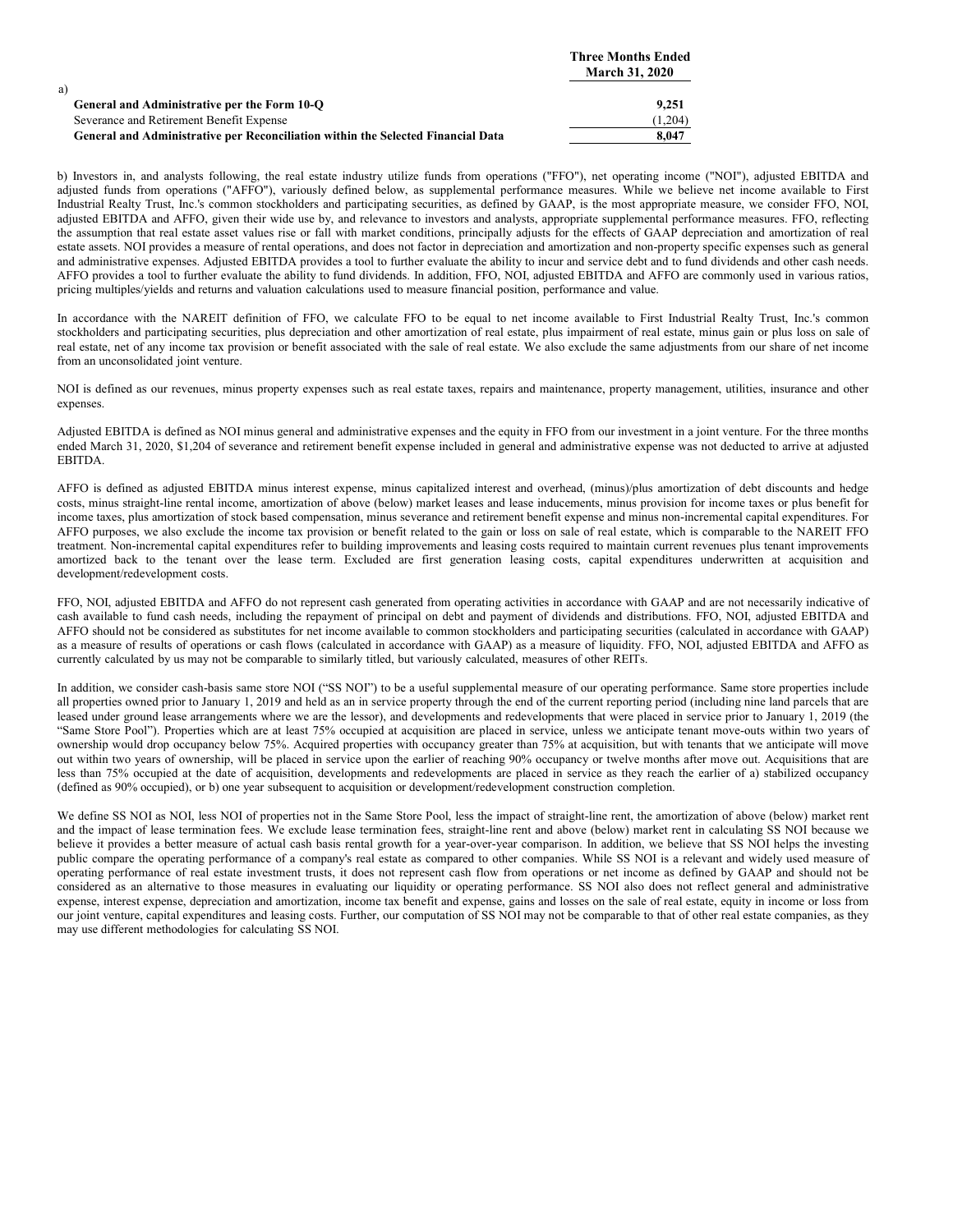| | Three Months Ended March 31, 2020 |
|---|---|
| a) | |
| **General and Administrative per the Form 10-Q** | **9,251** |
| Severance and Retirement Benefit Expense | (1,204) |
| **General and Administrative per Reconciliation within the Selected Financial Data** | **8,047** |

b) Investors in, and analysts following, the real estate industry utilize funds from operations ("FFO"), net operating income ("NOI"), adjusted EBITDA and adjusted funds from operations ("AFFO"), variously defined below, as supplemental performance measures. While we believe net income available to First Industrial Realty Trust, Inc.'s common stockholders and participating securities, as defined by GAAP, is the most appropriate measure, we consider FFO, NOI, adjusted EBITDA and AFFO, given their wide use by, and relevance to investors and analysts, appropriate supplemental performance measures. FFO, reflecting the assumption that real estate asset values rise or fall with market conditions, principally adjusts for the effects of GAAP depreciation and amortization of real estate assets. NOI provides a measure of rental operations, and does not factor in depreciation and amortization and non-property specific expenses such as general and administrative expenses. Adjusted EBITDA provides a tool to further evaluate the ability to incur and service debt and to fund dividends and other cash needs. AFFO provides a tool to further evaluate the ability to fund dividends. In addition, FFO, NOI, adjusted EBITDA and AFFO are commonly used in various ratios, pricing multiples/yields and returns and valuation calculations used to measure financial position, performance and value.

In accordance with the NAREIT definition of FFO, we calculate FFO to be equal to net income available to First Industrial Realty Trust, Inc.'s common stockholders and participating securities, plus depreciation and other amortization of real estate, plus impairment of real estate, minus gain or plus loss on sale of real estate, net of any income tax provision or benefit associated with the sale of real estate. We also exclude the same adjustments from our share of net income from an unconsolidated joint venture.

NOI is defined as our revenues, minus property expenses such as real estate taxes, repairs and maintenance, property management, utilities, insurance and other expenses.

Adjusted EBITDA is defined as NOI minus general and administrative expenses and the equity in FFO from our investment in a joint venture. For the three months ended March 31, 2020, $1,204 of severance and retirement benefit expense included in general and administrative expense was not deducted to arrive at adjusted EBITDA.

AFFO is defined as adjusted EBITDA minus interest expense, minus capitalized interest and overhead, (minus)/plus amortization of debt discounts and hedge costs, minus straight-line rental income, amortization of above (below) market leases and lease inducements, minus provision for income taxes or plus benefit for income taxes, plus amortization of stock based compensation, minus severance and retirement benefit expense and minus non-incremental capital expenditures. For AFFO purposes, we also exclude the income tax provision or benefit related to the gain or loss on sale of real estate, which is comparable to the NAREIT FFO treatment. Non-incremental capital expenditures refer to building improvements and leasing costs required to maintain current revenues plus tenant improvements amortized back to the tenant over the lease term. Excluded are first generation leasing costs, capital expenditures underwritten at acquisition and development/redevelopment costs.

FFO, NOI, adjusted EBITDA and AFFO do not represent cash generated from operating activities in accordance with GAAP and are not necessarily indicative of cash available to fund cash needs, including the repayment of principal on debt and payment of dividends and distributions. FFO, NOI, adjusted EBITDA and AFFO should not be considered as substitutes for net income available to common stockholders and participating securities (calculated in accordance with GAAP) as a measure of results of operations or cash flows (calculated in accordance with GAAP) as a measure of liquidity. FFO, NOI, adjusted EBITDA and AFFO as currently calculated by us may not be comparable to similarly titled, but variously calculated, measures of other REITs.

In addition, we consider cash-basis same store NOI ("SS NOI") to be a useful supplemental measure of our operating performance. Same store properties include all properties owned prior to January 1, 2019 and held as an in service property through the end of the current reporting period (including nine land parcels that are leased under ground lease arrangements where we are the lessor), and developments and redevelopments that were placed in service prior to January 1, 2019 (the "Same Store Pool"). Properties which are at least 75% occupied at acquisition are placed in service, unless we anticipate tenant move-outs within two years of ownership would drop occupancy below 75%. Acquired properties with occupancy greater than 75% at acquisition, but with tenants that we anticipate will move out within two years of ownership, will be placed in service upon the earlier of reaching 90% occupancy or twelve months after move out. Acquisitions that are less than 75% occupied at the date of acquisition, developments and redevelopments are placed in service as they reach the earlier of a) stabilized occupancy (defined as 90% occupied), or b) one year subsequent to acquisition or development/redevelopment construction completion.

We define SS NOI as NOI, less NOI of properties not in the Same Store Pool, less the impact of straight-line rent, the amortization of above (below) market rent and the impact of lease termination fees. We exclude lease termination fees, straight-line rent and above (below) market rent in calculating SS NOI because we believe it provides a better measure of actual cash basis rental growth for a year-over-year comparison. In addition, we believe that SS NOI helps the investing public compare the operating performance of a company's real estate as compared to other companies. While SS NOI is a relevant and widely used measure of operating performance of real estate investment trusts, it does not represent cash flow from operations or net income as defined by GAAP and should not be considered as an alternative to those measures in evaluating our liquidity or operating performance. SS NOI also does not reflect general and administrative expense, interest expense, depreciation and amortization, income tax benefit and expense, gains and losses on the sale of real estate, equity in income or loss from our joint venture, capital expenditures and leasing costs. Further, our computation of SS NOI may not be comparable to that of other real estate companies, as they may use different methodologies for calculating SS NOI.